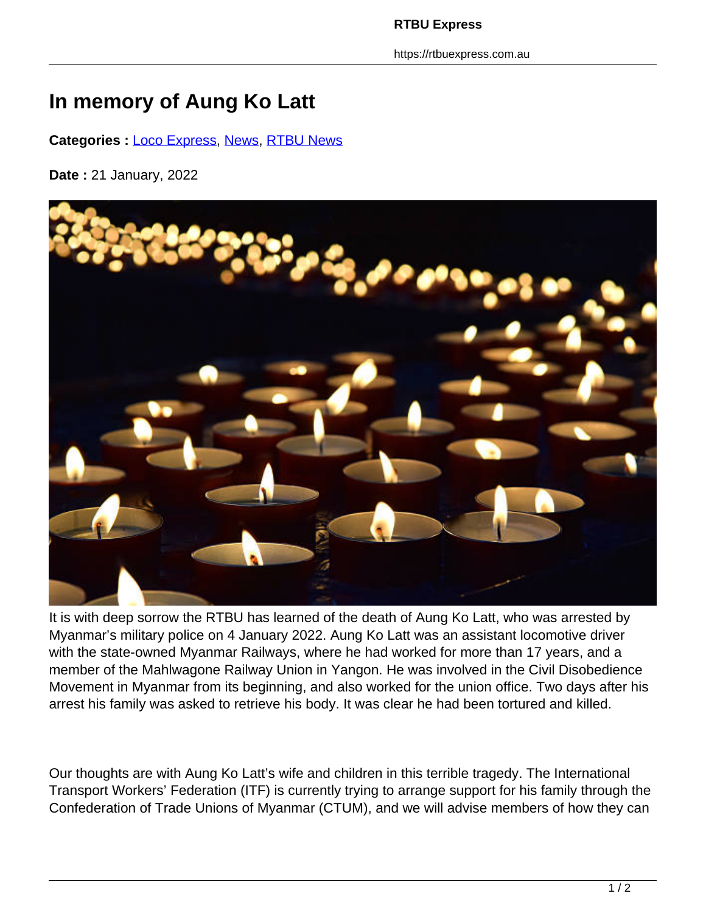# In memory of Aung Ko Latt

**Categories :** Loco Express, News, RTBU News

**Date :** 21 January, 2022

It is with deep sorrow the RTBU has learned of the death of Aung Ko Latt, who was arrested by Myanmar's military police on 4 January 2022. Aung Ko Latt was an assistant locomotive driver with the state-owned Myanmar Railways, where he had worked for more than 17 years, and a member of the Mahlwagone Railway Union in Yangon. He was involved in the Civil Disobedience Movement in Myanmar from its beginning, and also worked for the union office. Two days after his arrest his family was asked to retrieve his body. It was clear he had been tortured and killed.

Our thoughts are with Aung Ko Latt's wife and children in this terrible tragedy. The International Transport Workers' Federation (ITF) is currently trying to arrange support for his family through the Confederation of Trade Unions of Myanmar (CTUM), and we will advise members of how they can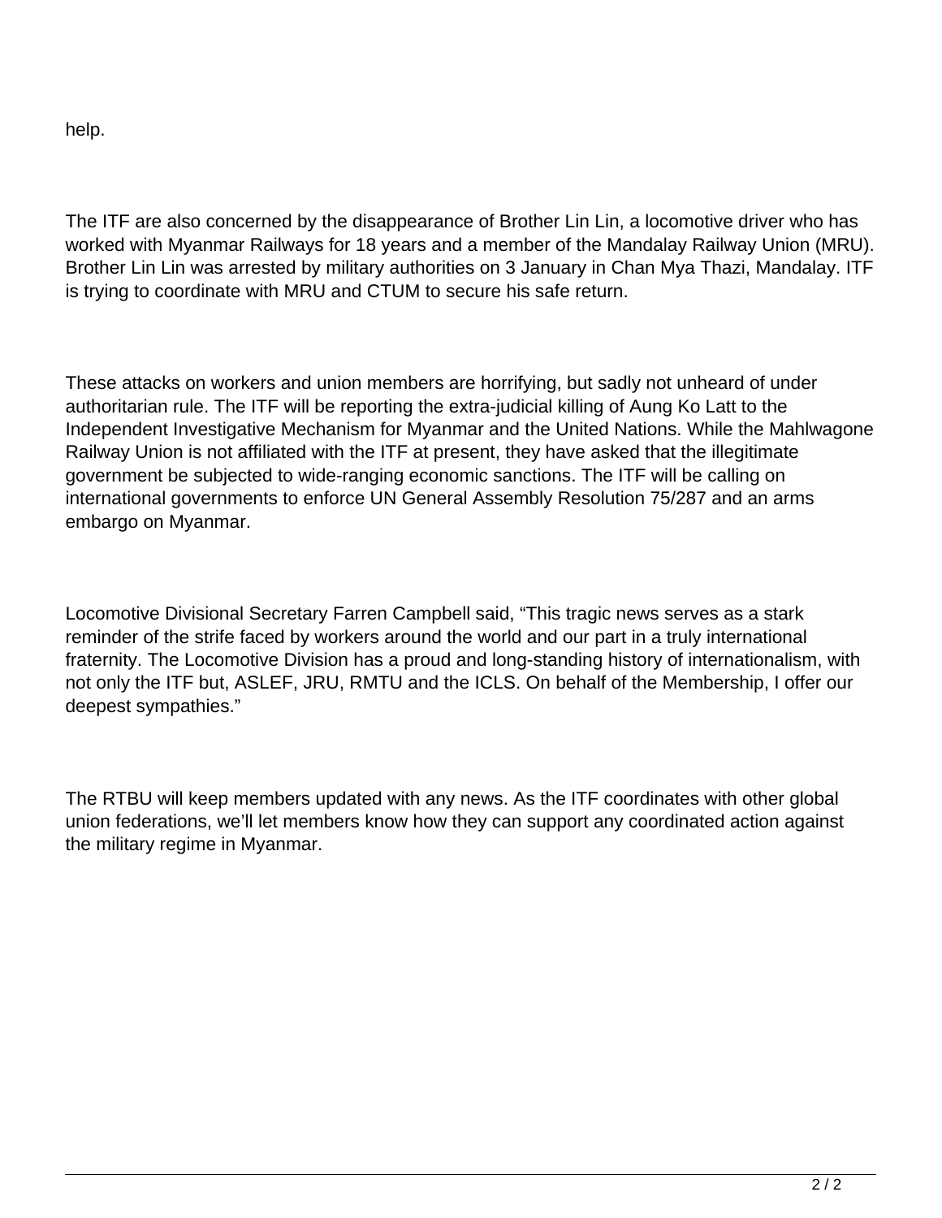help.

The ITF are also concerned by the disappearance of Brother Lin Lin, a locomotive driver who has worked with Myanmar Railways for 18 years and a member of the Mandalay Railway Union (MRU). Brother Lin Lin was arrested by military authorities on 3 January in Chan Mya Thazi, Mandalay. ITF is trying to coordinate with MRU and CTUM to secure his safe return.

These attacks on workers and union members are horrifying, but sadly not unheard of under authoritarian rule. The ITF will be reporting the extra-judicial killing of Aung Ko Latt to the Independent Investigative Mechanism for Myanmar and the United Nations. While the Mahlwagone Railway Union is not affiliated with the ITF at present, they have asked that the illegitimate government be subjected to wide-ranging economic sanctions. The ITF will be calling on international governments to enforce UN General Assembly Resolution 75/287 and an arms embargo on Myanmar.

Locomotive Divisional Secretary Farren Campbell said, “This tragic news serves as a stark reminder of the strife faced by workers around the world and our part in a truly international fraternity. The Locomotive Division has a proud and long-standing history of internationalism, with not only the ITF but, ASLEF, JRU, RMTU and the ICLS. On behalf of the Membership, I offer our deepest sympathies.”

The RTBU will keep members updated with any news. As the ITF coordinates with other global union federations, we’ll let members know how they can support any coordinated action against the military regime in Myanmar.